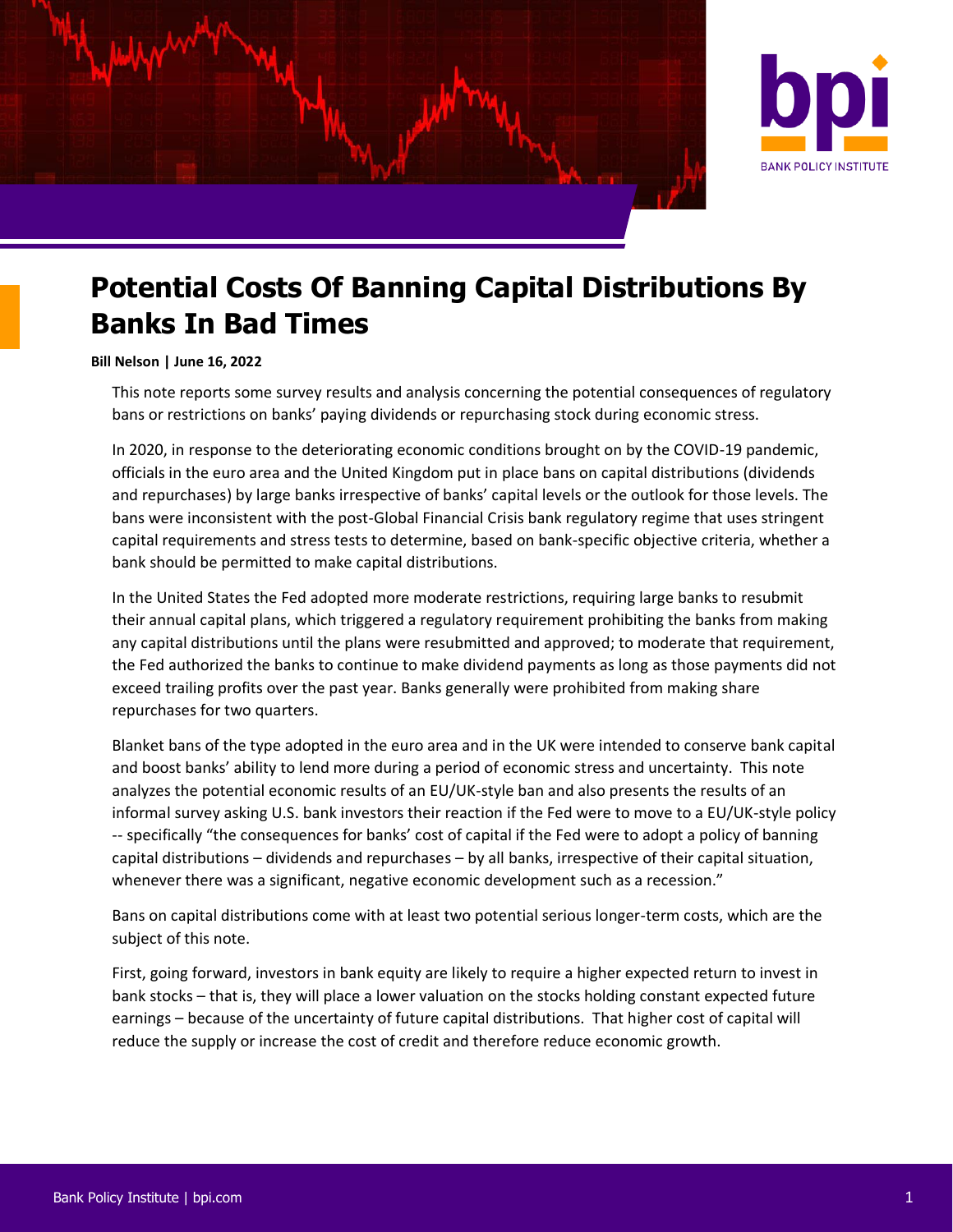# Potential Costs Of Banning Capital Distributions By Banks In Bad Times

**Bill Nelson | June 16, 2022**

This note reports some survey results and analysis concerning the potential consequences of regulatory bans or restrictions on banks' paying dividends or repurchasing stock during economic stress.

In 2020, in response to the deteriorating economic conditions brought on by the COVID-19 pandemic, officials in the euro area and the United Kingdom put in place bans on capital distributions (dividends and repurchases) by large banks irrespective of banks' capital levels or the outlook for those levels. The bans were inconsistent with the post-Global Financial Crisis bank regulatory regime that uses stringent capital requirements and stress tests to determine, based on bank-specific objective criteria, whether a bank should be permitted to make capital distributions.

In the United States the Fed adopted more moderate restrictions, requiring large banks to resubmit their annual capital plans, which triggered a regulatory requirement prohibiting the banks from making any capital distributions until the plans were resubmitted and approved; to moderate that requirement, the Fed authorized the banks to continue to make dividend payments as long as those payments did not exceed trailing profits over the past year. Banks generally were prohibited from making share repurchases for two quarters.

Blanket bans of the type adopted in the euro area and in the UK were intended to conserve bank capital and boost banks' ability to lend more during a period of economic stress and uncertainty. This note analyzes the potential economic results of an EU/UK-style ban and also presents the results of an informal survey asking U.S. bank investors their reaction if the Fed were to move to a EU/UK-style policy -- specifically "the consequences for banks' cost of capital if the Fed were to adopt a policy of banning capital distributions – dividends and repurchases – by all banks, irrespective of their capital situation, whenever there was a significant, negative economic development such as a recession."

Bans on capital distributions come with at least two potential serious longer-term costs, which are the subject of this note.

First, going forward, investors in bank equity are likely to require a higher expected return to invest in bank stocks – that is, they will place a lower valuation on the stocks holding constant expected future earnings – because of the uncertainty of future capital distributions. That higher cost of capital will reduce the supply or increase the cost of credit and therefore reduce economic growth.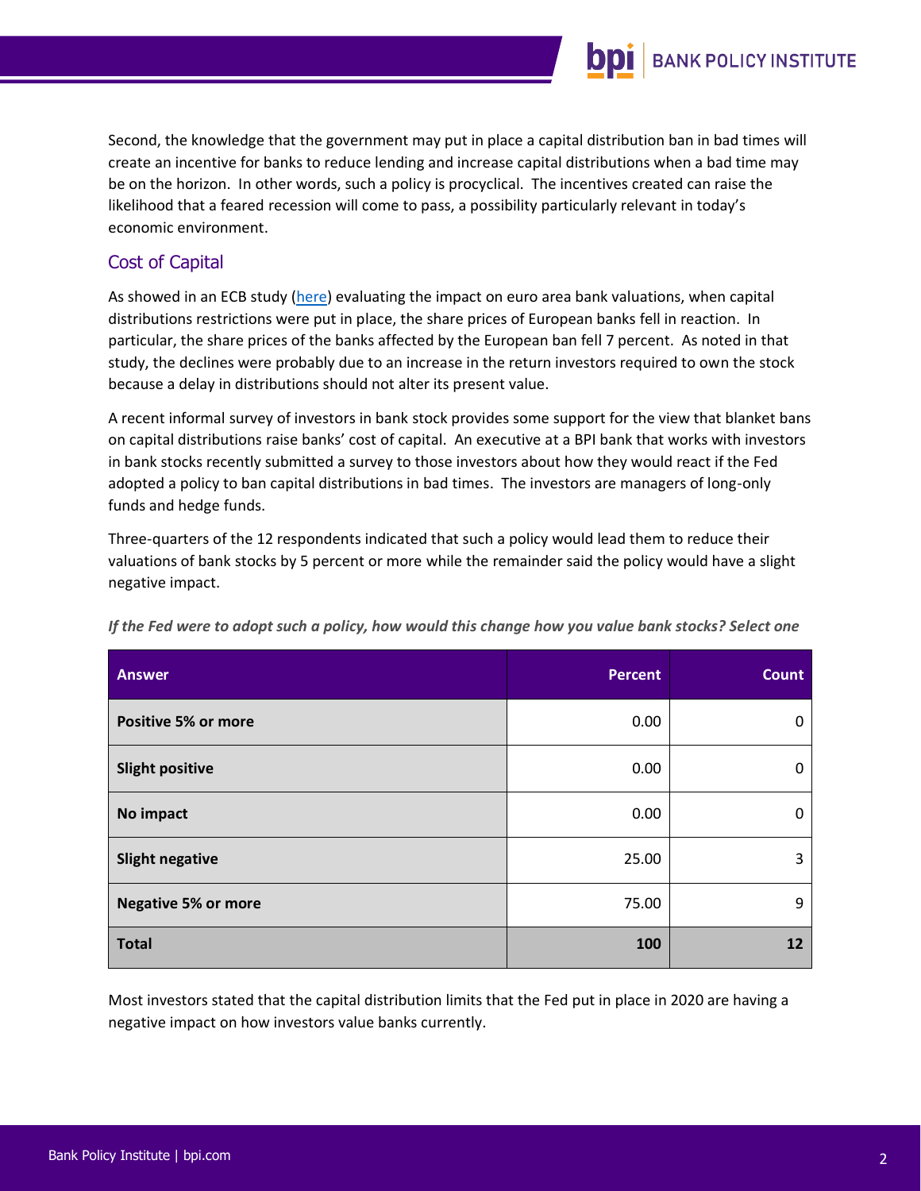Second, the knowledge that the government may put in place a capital distribution ban in bad times will create an incentive for banks to reduce lending and increase capital distributions when a bad time may be on the horizon. In other words, such a policy is procyclical. The incentives created can raise the likelihood that a feared recession will come to pass, a possibility particularly relevant in today's economic environment.

## Cost of Capital

As showed in an ECB study (here) evaluating the impact on euro area bank valuations, when capital distributions restrictions were put in place, the share prices of European banks fell in reaction. In particular, the share prices of the banks affected by the European ban fell 7 percent. As noted in that study, the declines were probably due to an increase in the return investors required to own the stock because a delay in distributions should not alter its present value.

A recent informal survey of investors in bank stock provides some support for the view that blanket bans on capital distributions raise banks' cost of capital. An executive at a BPI bank that works with investors in bank stocks recently submitted a survey to those investors about how they would react if the Fed adopted a policy to ban capital distributions in bad times. The investors are managers of long-only funds and hedge funds.

Three-quarters of the 12 respondents indicated that such a policy would lead them to reduce their valuations of bank stocks by 5 percent or more while the remainder said the policy would have a slight negative impact.

*If the Fed were to adopt such a policy, how would this change how you value bank stocks? Select one*

| Answer | Percent | Count |
|---|---|---|
| **Positive 5% or more** | 0.00 | 0 |
| **Slight positive** | 0.00 | 0 |
| **No impact** | 0.00 | 0 |
| **Slight negative** | 25.00 | 3 |
| **Negative 5% or more** | 75.00 | 9 |
| **Total** | **100** | **12** |

Most investors stated that the capital distribution limits that the Fed put in place in 2020 are having a negative impact on how investors value banks currently.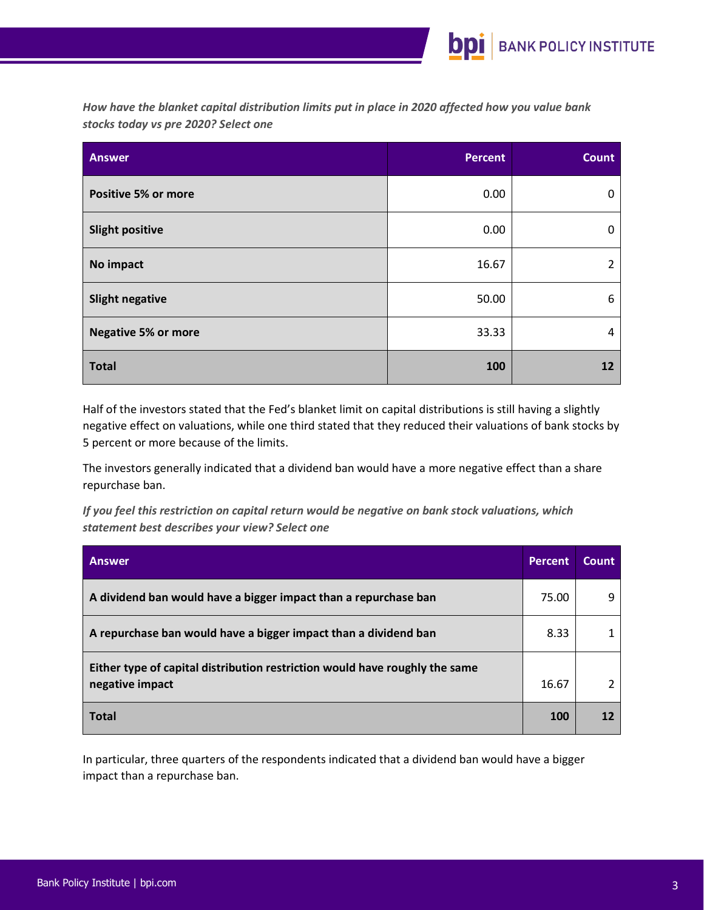*How have the blanket capital distribution limits put in place in 2020 affected how you value bank stocks today vs pre 2020? Select one*

| Answer | Percent | Count |
| --- | --- | --- |
| Positive 5% or more | 0.00 | 0 |
| Slight positive | 0.00 | 0 |
| No impact | 16.67 | 2 |
| Slight negative | 50.00 | 6 |
| Negative 5% or more | 33.33 | 4 |
| **Total** | **100** | **12** |

Half of the investors stated that the Fed's blanket limit on capital distributions is still having a slightly negative effect on valuations, while one third stated that they reduced their valuations of bank stocks by 5 percent or more because of the limits.

The investors generally indicated that a dividend ban would have a more negative effect than a share repurchase ban.

*If you feel this restriction on capital return would be negative on bank stock valuations, which statement best describes your view? Select one*

| Answer | Percent | Count |
| --- | --- | --- |
| A dividend ban would have a bigger impact than a repurchase ban | 75.00 | 9 |
| A repurchase ban would have a bigger impact than a dividend ban | 8.33 | 1 |
| Either type of capital distribution restriction would have roughly the same negative impact | 16.67 | 2 |
| **Total** | **100** | **12** |

In particular, three quarters of the respondents indicated that a dividend ban would have a bigger impact than a repurchase ban.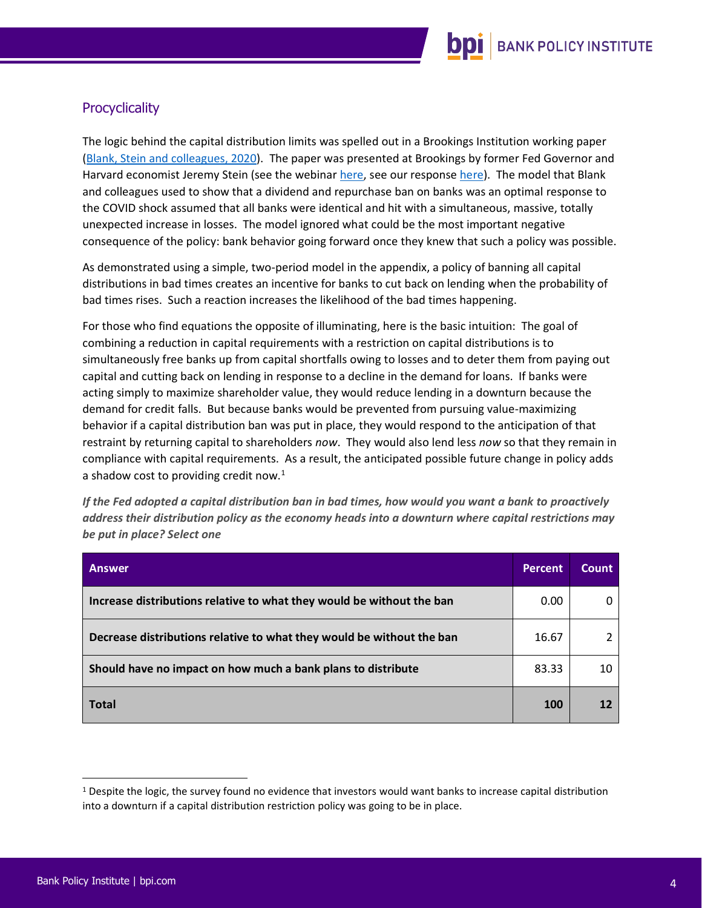## Procyclicality

The logic behind the capital distribution limits was spelled out in a Brookings Institution working paper (Blank, Stein and colleagues, 2020). The paper was presented at Brookings by former Fed Governor and Harvard economist Jeremy Stein (see the webinar here, see our response here). The model that Blank and colleagues used to show that a dividend and repurchase ban on banks was an optimal response to the COVID shock assumed that all banks were identical and hit with a simultaneous, massive, totally unexpected increase in losses. The model ignored what could be the most important negative consequence of the policy: bank behavior going forward once they knew that such a policy was possible.

As demonstrated using a simple, two-period model in the appendix, a policy of banning all capital distributions in bad times creates an incentive for banks to cut back on lending when the probability of bad times rises. Such a reaction increases the likelihood of the bad times happening.

For those who find equations the opposite of illuminating, here is the basic intuition: The goal of combining a reduction in capital requirements with a restriction on capital distributions is to simultaneously free banks up from capital shortfalls owing to losses and to deter them from paying out capital and cutting back on lending in response to a decline in the demand for loans. If banks were acting simply to maximize shareholder value, they would reduce lending in a downturn because the demand for credit falls. But because banks would be prevented from pursuing value-maximizing behavior if a capital distribution ban was put in place, they would respond to the anticipation of that restraint by returning capital to shareholders *now*. They would also lend less *now* so that they remain in compliance with capital requirements. As a result, the anticipated possible future change in policy adds a shadow cost to providing credit now.[1]

***If the Fed adopted a capital distribution ban in bad times, how would you want a bank to proactively address their distribution policy as the economy heads into a downturn where capital restrictions may be put in place? Select one***

| Answer | Percent | Count |
|---|---|---|
| **Increase distributions relative to what they would be without the ban** | 0.00 | 0 |
| **Decrease distributions relative to what they would be without the ban** | 16.67 | 2 |
| **Should have no impact on how much a bank plans to distribute** | 83.33 | 10 |
| **Total** | **100** | **12** |

[1] Despite the logic, the survey found no evidence that investors would want banks to increase capital distribution into a downturn if a capital distribution restriction policy was going to be in place.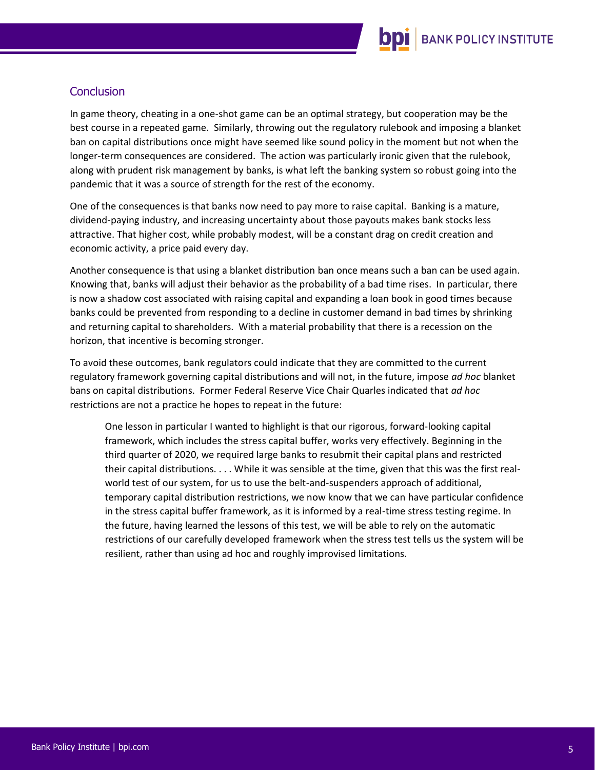## Conclusion

In game theory, cheating in a one-shot game can be an optimal strategy, but cooperation may be the best course in a repeated game. Similarly, throwing out the regulatory rulebook and imposing a blanket ban on capital distributions once might have seemed like sound policy in the moment but not when the longer-term consequences are considered. The action was particularly ironic given that the rulebook, along with prudent risk management by banks, is what left the banking system so robust going into the pandemic that it was a source of strength for the rest of the economy.

One of the consequences is that banks now need to pay more to raise capital. Banking is a mature, dividend-paying industry, and increasing uncertainty about those payouts makes bank stocks less attractive. That higher cost, while probably modest, will be a constant drag on credit creation and economic activity, a price paid every day.

Another consequence is that using a blanket distribution ban once means such a ban can be used again. Knowing that, banks will adjust their behavior as the probability of a bad time rises. In particular, there is now a shadow cost associated with raising capital and expanding a loan book in good times because banks could be prevented from responding to a decline in customer demand in bad times by shrinking and returning capital to shareholders. With a material probability that there is a recession on the horizon, that incentive is becoming stronger.

To avoid these outcomes, bank regulators could indicate that they are committed to the current regulatory framework governing capital distributions and will not, in the future, impose *ad hoc* blanket bans on capital distributions. Former Federal Reserve Vice Chair Quarles indicated that *ad hoc* restrictions are not a practice he hopes to repeat in the future:

> One lesson in particular I wanted to highlight is that our rigorous, forward-looking capital framework, which includes the stress capital buffer, works very effectively. Beginning in the third quarter of 2020, we required large banks to resubmit their capital plans and restricted their capital distributions. . . . While it was sensible at the time, given that this was the first real-world test of our system, for us to use the belt-and-suspenders approach of additional, temporary capital distribution restrictions, we now know that we can have particular confidence in the stress capital buffer framework, as it is informed by a real-time stress testing regime. In the future, having learned the lessons of this test, we will be able to rely on the automatic restrictions of our carefully developed framework when the stress test tells us the system will be resilient, rather than using ad hoc and roughly improvised limitations.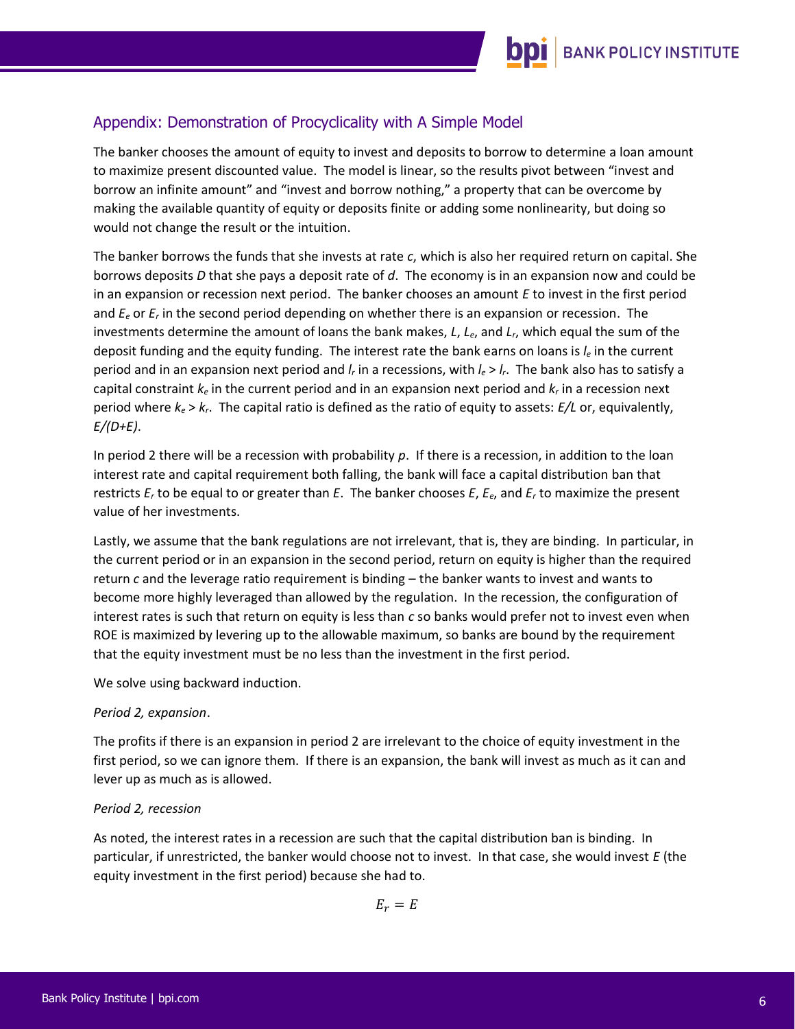## Appendix: Demonstration of Procyclicality with A Simple Model

The banker chooses the amount of equity to invest and deposits to borrow to determine a loan amount to maximize present discounted value. The model is linear, so the results pivot between "invest and borrow an infinite amount" and "invest and borrow nothing," a property that can be overcome by making the available quantity of equity or deposits finite or adding some nonlinearity, but doing so would not change the result or the intuition.

The banker borrows the funds that she invests at rate $c$, which is also her required return on capital. She borrows deposits $D$ that she pays a deposit rate of $d$. The economy is in an expansion now and could be in an expansion or recession next period. The banker chooses an amount $E$ to invest in the first period and $E_e$ or $E_r$ in the second period depending on whether there is an expansion or recession. The investments determine the amount of loans the bank makes, $L$, $L_e$, and $L_r$, which equal the sum of the deposit funding and the equity funding. The interest rate the bank earns on loans is $l_e$ in the current period and in an expansion next period and $l_r$ in a recessions, with $l_e > l_r$. The bank also has to satisfy a capital constraint $k_e$ in the current period and in an expansion next period and $k_r$ in a recession next period where $k_e > k_r$. The capital ratio is defined as the ratio of equity to assets: $E/L$ or, equivalently, $E/(D+E)$.

In period 2 there will be a recession with probability $p$. If there is a recession, in addition to the loan interest rate and capital requirement both falling, the bank will face a capital distribution ban that restricts $E_r$ to be equal to or greater than $E$. The banker chooses $E$, $E_e$, and $E_r$ to maximize the present value of her investments.

Lastly, we assume that the bank regulations are not irrelevant, that is, they are binding. In particular, in the current period or in an expansion in the second period, return on equity is higher than the required return $c$ and the leverage ratio requirement is binding – the banker wants to invest and wants to become more highly leveraged than allowed by the regulation. In the recession, the configuration of interest rates is such that return on equity is less than $c$ so banks would prefer not to invest even when ROE is maximized by levering up to the allowable maximum, so banks are bound by the requirement that the equity investment must be no less than the investment in the first period.

We solve using backward induction.

*Period 2, expansion*.

The profits if there is an expansion in period 2 are irrelevant to the choice of equity investment in the first period, so we can ignore them. If there is an expansion, the bank will invest as much as it can and lever up as much as is allowed.

*Period 2, recession*

As noted, the interest rates in a recession are such that the capital distribution ban is binding. In particular, if unrestricted, the banker would choose not to invest. In that case, she would invest $E$ (the equity investment in the first period) because she had to.

$$E_r = E$$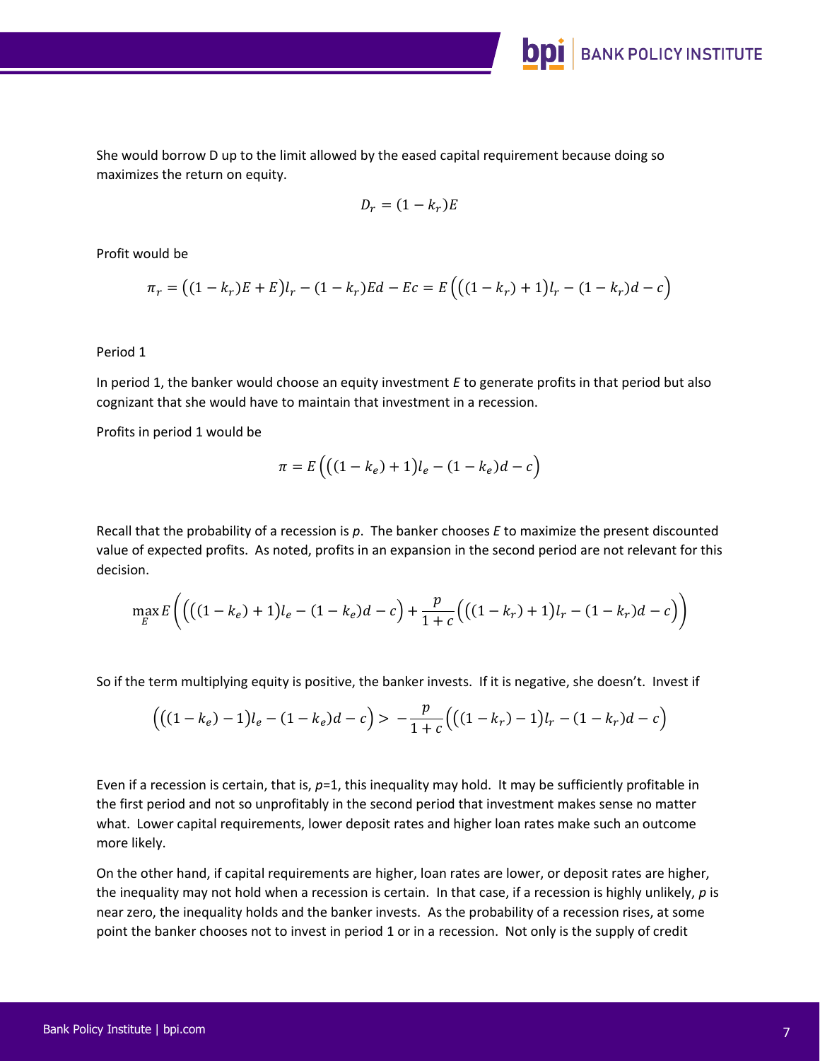She would borrow D up to the limit allowed by the eased capital requirement because doing so maximizes the return on equity.

$$D_r = (1 - k_r)E$$

Profit would be

$$\pi_r = \big((1 - k_r)E + E\big)l_r - (1 - k_r)Ed - Ec = E\Big(\big((1 - k_r) + 1\big)l_r - (1 - k_r)d - c\Big)$$

Period 1

In period 1, the banker would choose an equity investment *E* to generate profits in that period but also cognizant that she would have to maintain that investment in a recession.

Profits in period 1 would be

$$\pi = E\Big(\big((1 - k_e) + 1\big)l_e - (1 - k_e)d - c\Big)$$

Recall that the probability of a recession is *p*. The banker chooses *E* to maximize the present discounted value of expected profits. As noted, profits in an expansion in the second period are not relevant for this decision.

$$\max_E E\left(\Big(\big((1 - k_e) + 1\big)l_e - (1 - k_e)d - c\Big) + \frac{p}{1 + c}\Big(\big((1 - k_r) + 1\big)l_r - (1 - k_r)d - c\Big)\right)$$

So if the term multiplying equity is positive, the banker invests. If it is negative, she doesn't. Invest if

$$\Big(\big((1 - k_e) - 1\big)l_e - (1 - k_e)d - c\Big) > -\frac{p}{1 + c}\Big(\big((1 - k_r) - 1\big)l_r - (1 - k_r)d - c\Big)$$

Even if a recession is certain, that is, *p*=1, this inequality may hold. It may be sufficiently profitable in the first period and not so unprofitably in the second period that investment makes sense no matter what. Lower capital requirements, lower deposit rates and higher loan rates make such an outcome more likely.

On the other hand, if capital requirements are higher, loan rates are lower, or deposit rates are higher, the inequality may not hold when a recession is certain. In that case, if a recession is highly unlikely, *p* is near zero, the inequality holds and the banker invests. As the probability of a recession rises, at some point the banker chooses not to invest in period 1 or in a recession. Not only is the supply of credit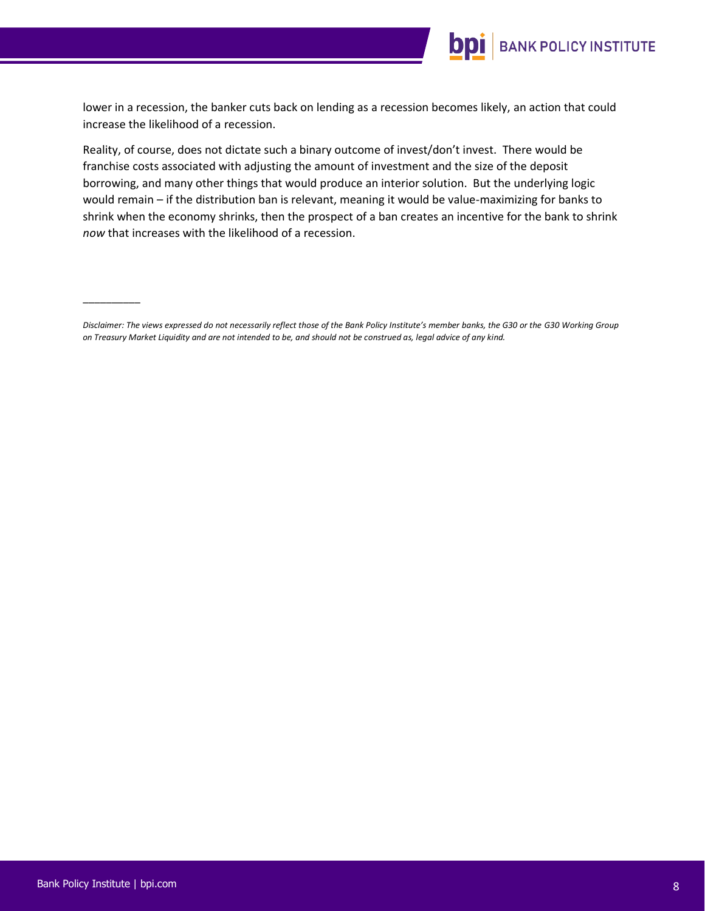lower in a recession, the banker cuts back on lending as a recession becomes likely, an action that could increase the likelihood of a recession.

Reality, of course, does not dictate such a binary outcome of invest/don't invest. There would be franchise costs associated with adjusting the amount of investment and the size of the deposit borrowing, and many other things that would produce an interior solution. But the underlying logic would remain – if the distribution ban is relevant, meaning it would be value-maximizing for banks to shrink when the economy shrinks, then the prospect of a ban creates an incentive for the bank to shrink *now* that increases with the likelihood of a recession.

---

*Disclaimer: The views expressed do not necessarily reflect those of the Bank Policy Institute's member banks, the G30 or the G30 Working Group on Treasury Market Liquidity and are not intended to be, and should not be construed as, legal advice of any kind.*